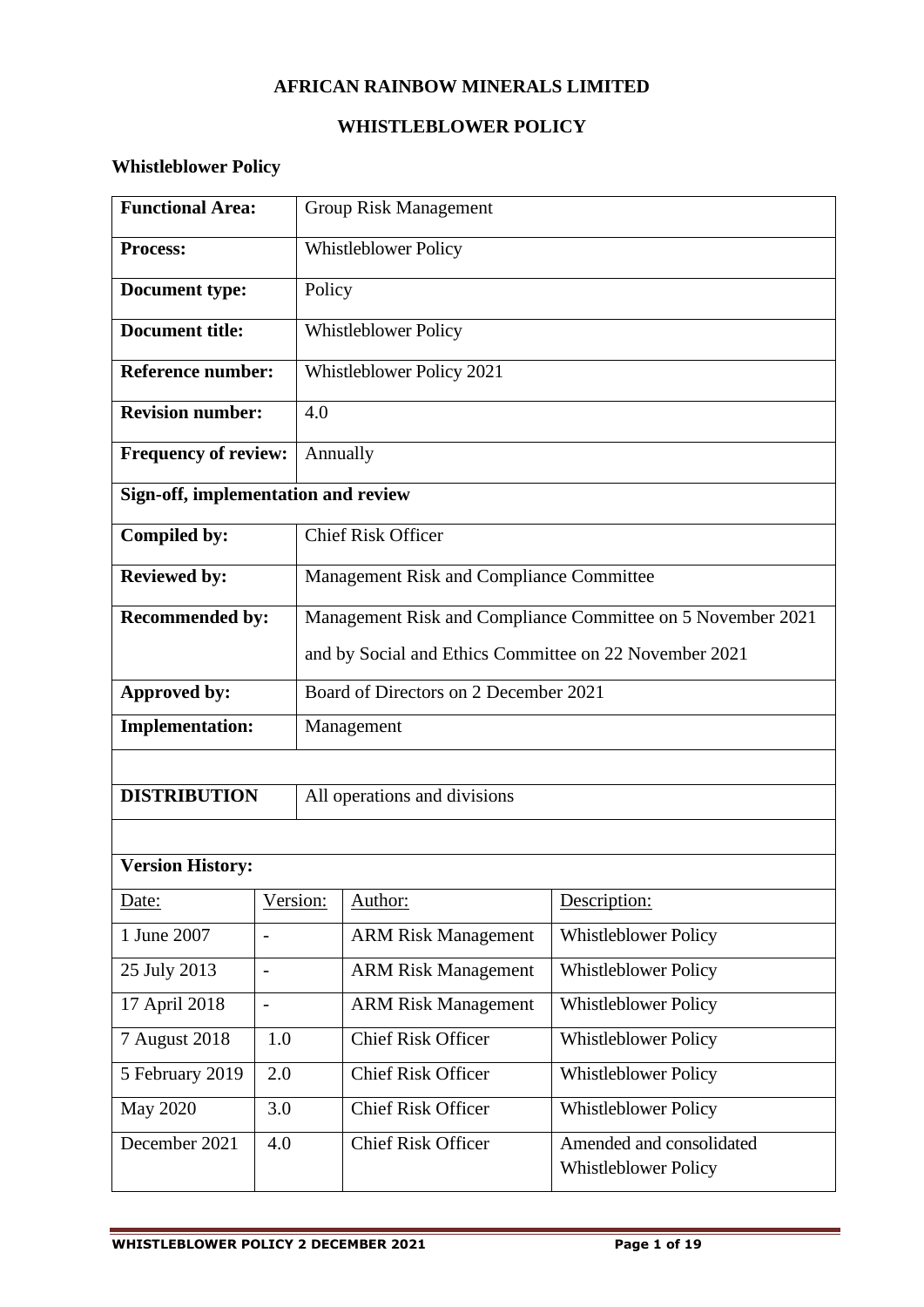# AFRICAN RAINBOW MINERALS LIMITED

## WHISTLEBLOWER POLICY

### Whistleblower Policy

| | |
|---|---|
| **Functional Area:** | Group Risk Management |
| **Process:** | Whistleblower Policy |
| **Document type:** | Policy |
| **Document title:** | Whistleblower Policy |
| **Reference number:** | Whistleblower Policy 2021 |
| **Revision number:** | 4.0 |
| **Frequency of review:** | Annually |
| **Sign-off, implementation and review** | |
| **Compiled by:** | Chief Risk Officer |
| **Reviewed by:** | Management Risk and Compliance Committee |
| **Recommended by:** | Management Risk and Compliance Committee on 5 November 2021 and by Social and Ethics Committee on 22 November 2021 |
| **Approved by:** | Board of Directors on 2 December 2021 |
| **Implementation:** | Management |
| | |
| **DISTRIBUTION** | All operations and divisions |

**Version History:**

| Date: | Version: | Author: | Description: |
|---|---|---|---|
| 1 June 2007 | - | ARM Risk Management | Whistleblower Policy |
| 25 July 2013 | - | ARM Risk Management | Whistleblower Policy |
| 17 April 2018 | - | ARM Risk Management | Whistleblower Policy |
| 7 August 2018 | 1.0 | Chief Risk Officer | Whistleblower Policy |
| 5 February 2019 | 2.0 | Chief Risk Officer | Whistleblower Policy |
| May 2020 | 3.0 | Chief Risk Officer | Whistleblower Policy |
| December 2021 | 4.0 | Chief Risk Officer | Amended and consolidated Whistleblower Policy |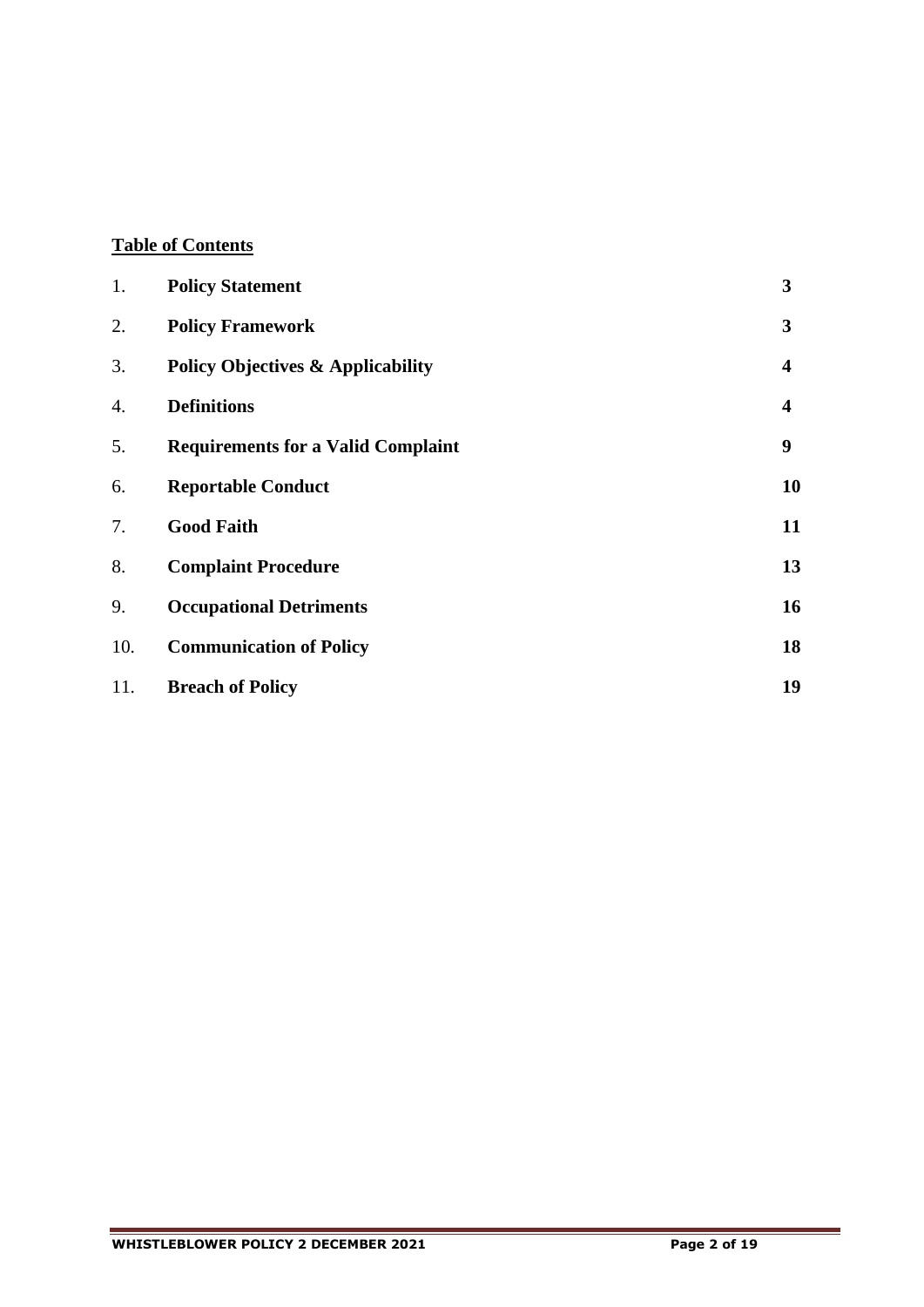**<u>Table of Contents</u>**

| | | |
|---|---|---|
| 1. | **Policy Statement** | **3** |
| 2. | **Policy Framework** | **3** |
| 3. | **Policy Objectives & Applicability** | **4** |
| 4. | **Definitions** | **4** |
| 5. | **Requirements for a Valid Complaint** | **9** |
| 6. | **Reportable Conduct** | **10** |
| 7. | **Good Faith** | **11** |
| 8. | **Complaint Procedure** | **13** |
| 9. | **Occupational Detriments** | **16** |
| 10. | **Communication of Policy** | **18** |
| 11. | **Breach of Policy** | **19** |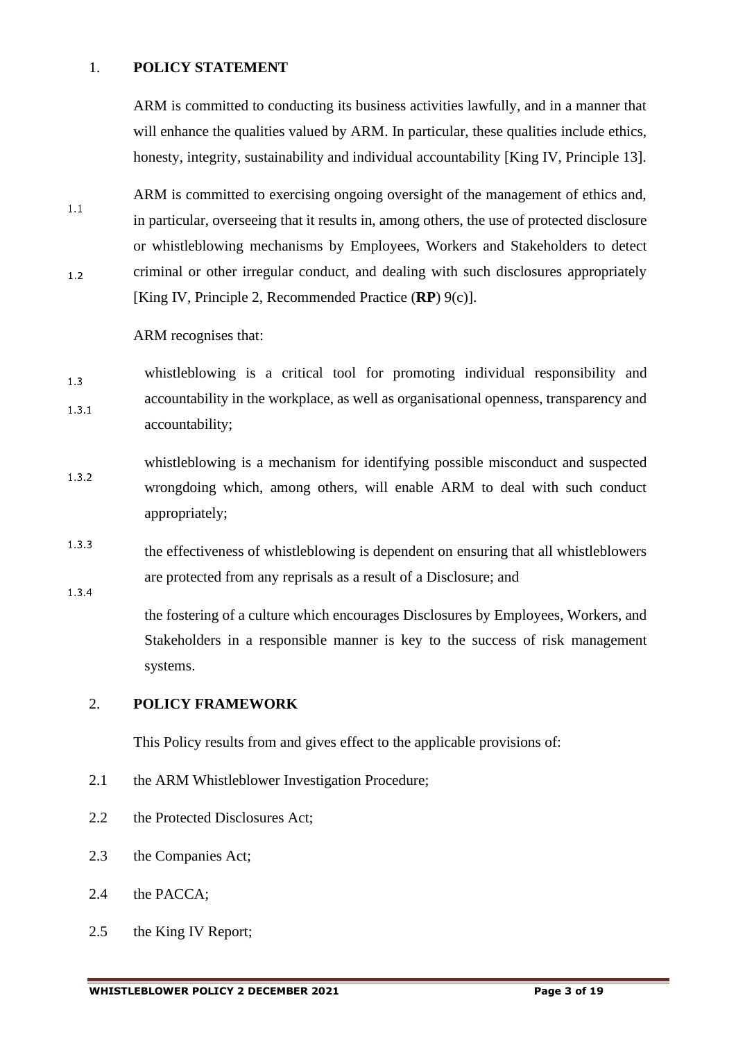## 1. POLICY STATEMENT

1.1 ARM is committed to conducting its business activities lawfully, and in a manner that will enhance the qualities valued by ARM. In particular, these qualities include ethics, honesty, integrity, sustainability and individual accountability [King IV, Principle 13].

1.2 ARM is committed to exercising ongoing oversight of the management of ethics and, in particular, overseeing that it results in, among others, the use of protected disclosure or whistleblowing mechanisms by Employees, Workers and Stakeholders to detect criminal or other irregular conduct, and dealing with such disclosures appropriately [King IV, Principle 2, Recommended Practice (**RP**) 9(c)].

1.3 ARM recognises that:

1.3.1 whistleblowing is a critical tool for promoting individual responsibility and accountability in the workplace, as well as organisational openness, transparency and accountability;

1.3.2 whistleblowing is a mechanism for identifying possible misconduct and suspected wrongdoing which, among others, will enable ARM to deal with such conduct appropriately;

1.3.3 the effectiveness of whistleblowing is dependent on ensuring that all whistleblowers are protected from any reprisals as a result of a Disclosure; and

1.3.4 the fostering of a culture which encourages Disclosures by Employees, Workers, and Stakeholders in a responsible manner is key to the success of risk management systems.

## 2. POLICY FRAMEWORK

This Policy results from and gives effect to the applicable provisions of:

2.1 the ARM Whistleblower Investigation Procedure;

2.2 the Protected Disclosures Act;

2.3 the Companies Act;

2.4 the PACCA;

2.5 the King IV Report;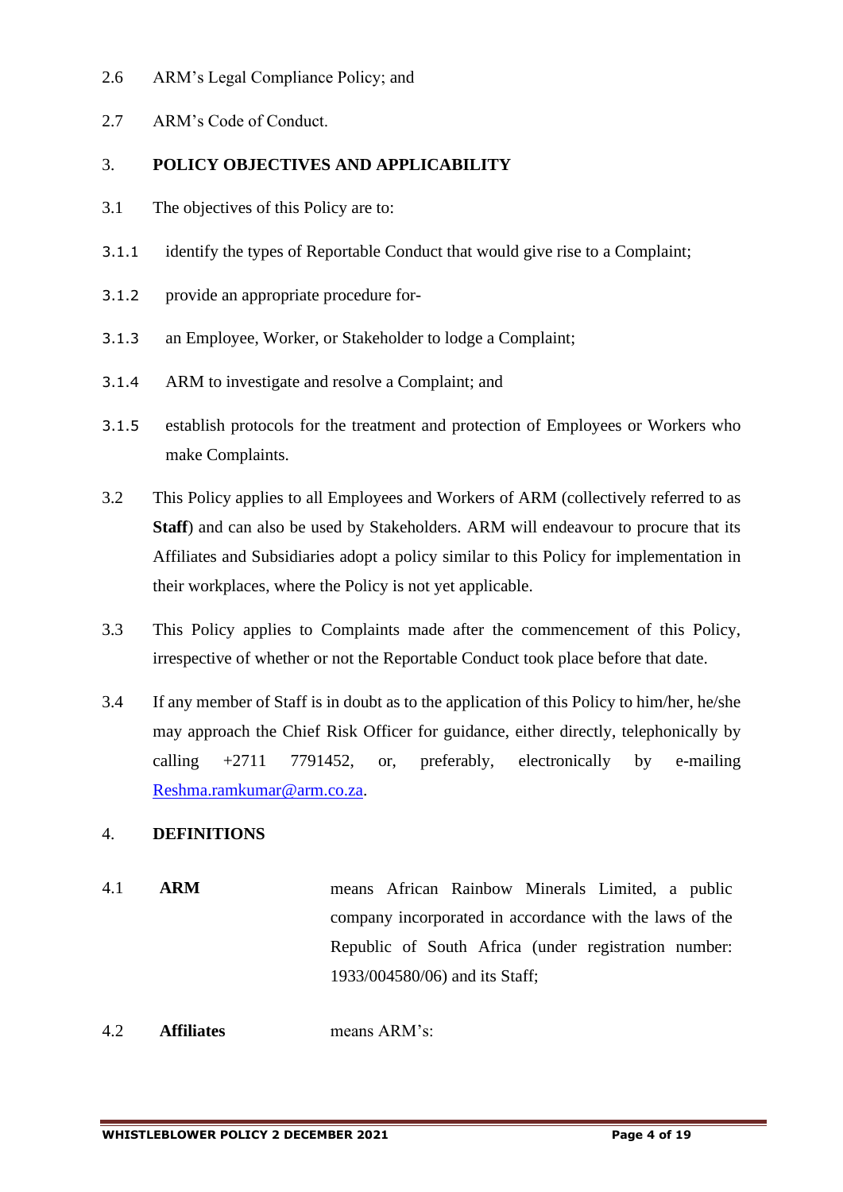2.6 ARM's Legal Compliance Policy; and

2.7 ARM's Code of Conduct.

## 3. POLICY OBJECTIVES AND APPLICABILITY

3.1 The objectives of this Policy are to:

3.1.1 identify the types of Reportable Conduct that would give rise to a Complaint;

3.1.2 provide an appropriate procedure for-

3.1.3 an Employee, Worker, or Stakeholder to lodge a Complaint;

3.1.4 ARM to investigate and resolve a Complaint; and

3.1.5 establish protocols for the treatment and protection of Employees or Workers who make Complaints.

3.2 This Policy applies to all Employees and Workers of ARM (collectively referred to as **Staff**) and can also be used by Stakeholders. ARM will endeavour to procure that its Affiliates and Subsidiaries adopt a policy similar to this Policy for implementation in their workplaces, where the Policy is not yet applicable.

3.3 This Policy applies to Complaints made after the commencement of this Policy, irrespective of whether or not the Reportable Conduct took place before that date.

3.4 If any member of Staff is in doubt as to the application of this Policy to him/her, he/she may approach the Chief Risk Officer for guidance, either directly, telephonically by calling +2711 7791452, or, preferably, electronically by e-mailing Reshma.ramkumar@arm.co.za.

## 4. DEFINITIONS

4.1 **ARM** means African Rainbow Minerals Limited, a public company incorporated in accordance with the laws of the Republic of South Africa (under registration number: 1933/004580/06) and its Staff;

4.2 **Affiliates** means ARM's: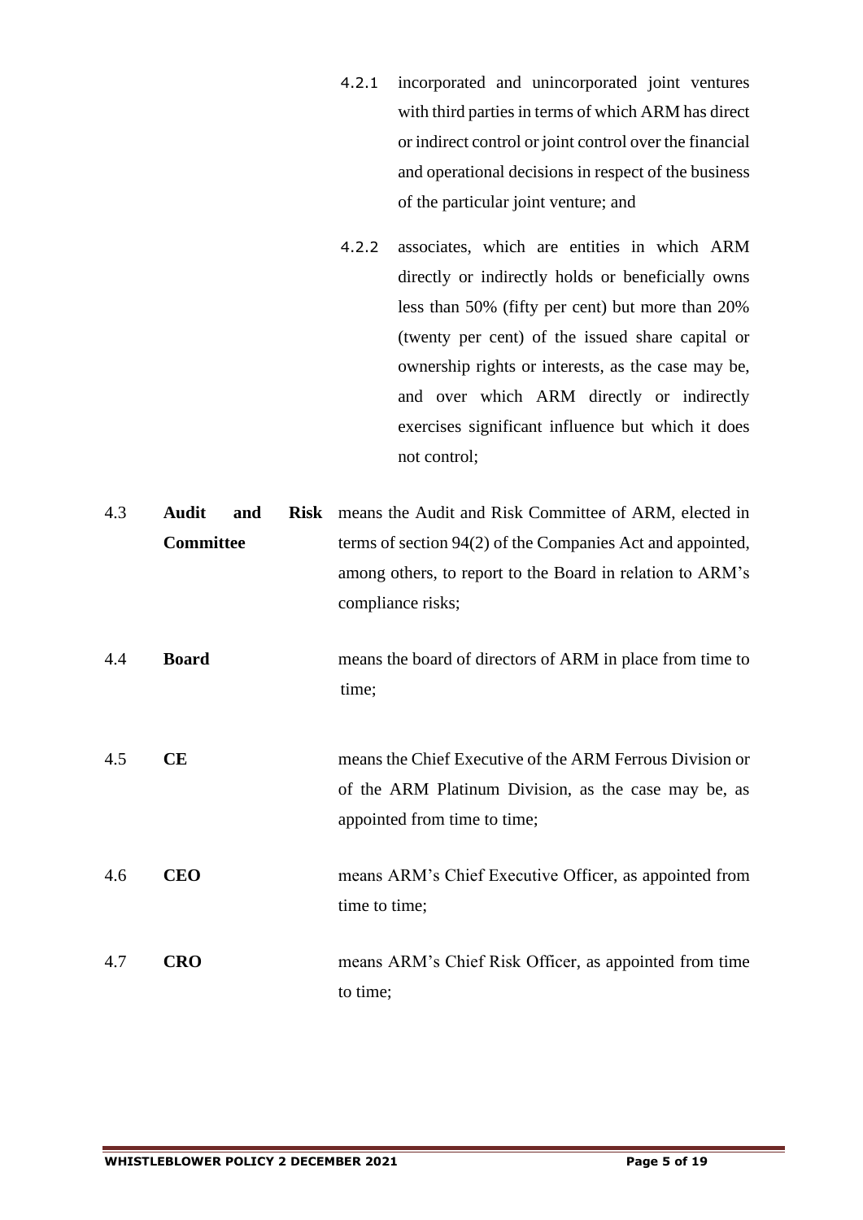4.2.1 incorporated and unincorporated joint ventures with third parties in terms of which ARM has direct or indirect control or joint control over the financial and operational decisions in respect of the business of the particular joint venture; and

4.2.2 associates, which are entities in which ARM directly or indirectly holds or beneficially owns less than 50% (fifty per cent) but more than 20% (twenty per cent) of the issued share capital or ownership rights or interests, as the case may be, and over which ARM directly or indirectly exercises significant influence but which it does not control;

4.3 **Audit and Risk Committee** means the Audit and Risk Committee of ARM, elected in terms of section 94(2) of the Companies Act and appointed, among others, to report to the Board in relation to ARM's compliance risks;

4.4 **Board** means the board of directors of ARM in place from time to time;

4.5 **CE** means the Chief Executive of the ARM Ferrous Division or of the ARM Platinum Division, as the case may be, as appointed from time to time;

4.6 **CEO** means ARM's Chief Executive Officer, as appointed from time to time;

4.7 **CRO** means ARM's Chief Risk Officer, as appointed from time to time;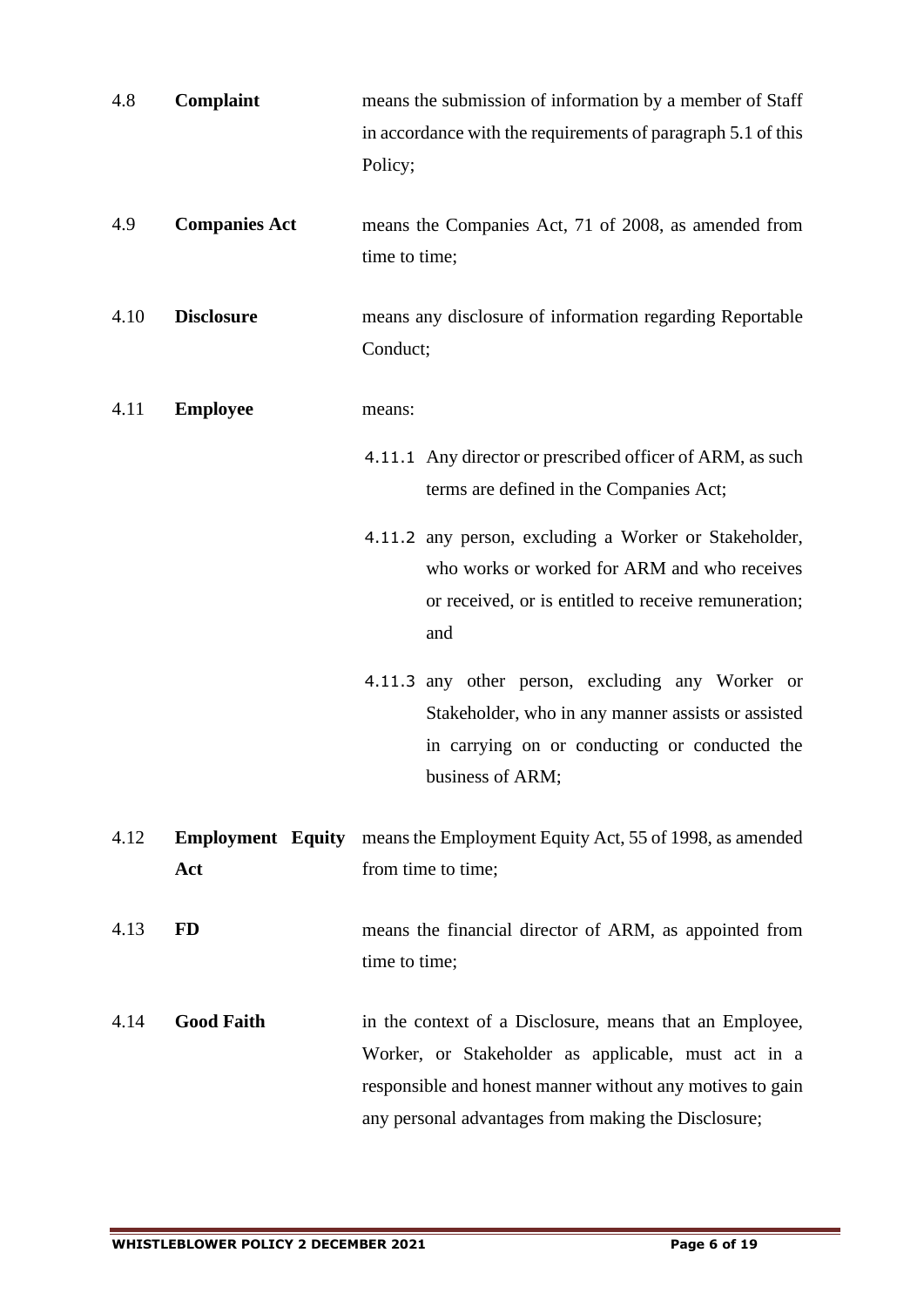4.8 **Complaint** means the submission of information by a member of Staff in accordance with the requirements of paragraph 5.1 of this Policy;

4.9 **Companies Act** means the Companies Act, 71 of 2008, as amended from time to time;

4.10 **Disclosure** means any disclosure of information regarding Reportable Conduct;

4.11 **Employee** means:

4.11.1 Any director or prescribed officer of ARM, as such terms are defined in the Companies Act;

4.11.2 any person, excluding a Worker or Stakeholder, who works or worked for ARM and who receives or received, or is entitled to receive remuneration; and

4.11.3 any other person, excluding any Worker or Stakeholder, who in any manner assists or assisted in carrying on or conducting or conducted the business of ARM;

4.12 **Employment Equity Act** means the Employment Equity Act, 55 of 1998, as amended from time to time;

4.13 **FD** means the financial director of ARM, as appointed from time to time;

4.14 **Good Faith** in the context of a Disclosure, means that an Employee, Worker, or Stakeholder as applicable, must act in a responsible and honest manner without any motives to gain any personal advantages from making the Disclosure;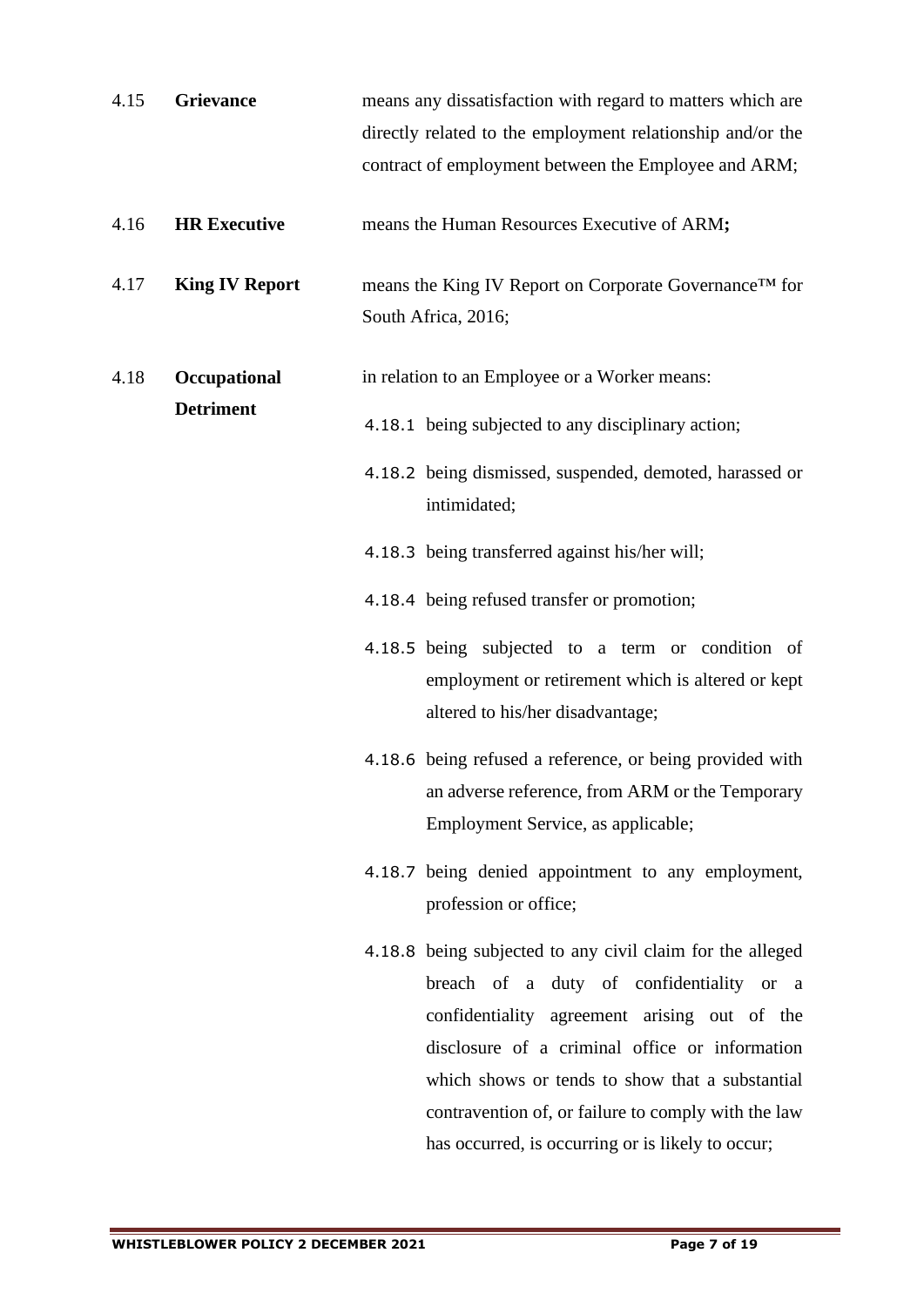4.15 **Grievance** means any dissatisfaction with regard to matters which are directly related to the employment relationship and/or the contract of employment between the Employee and ARM;

4.16 **HR Executive** means the Human Resources Executive of ARM**;**

4.17 **King IV Report** means the King IV Report on Corporate Governance™ for South Africa, 2016;

4.18 **Occupational Detriment** in relation to an Employee or a Worker means:

4.18.1 being subjected to any disciplinary action;

4.18.2 being dismissed, suspended, demoted, harassed or intimidated;

4.18.3 being transferred against his/her will;

4.18.4 being refused transfer or promotion;

4.18.5 being subjected to a term or condition of employment or retirement which is altered or kept altered to his/her disadvantage;

4.18.6 being refused a reference, or being provided with an adverse reference, from ARM or the Temporary Employment Service, as applicable;

4.18.7 being denied appointment to any employment, profession or office;

4.18.8 being subjected to any civil claim for the alleged breach of a duty of confidentiality or a confidentiality agreement arising out of the disclosure of a criminal office or information which shows or tends to show that a substantial contravention of, or failure to comply with the law has occurred, is occurring or is likely to occur;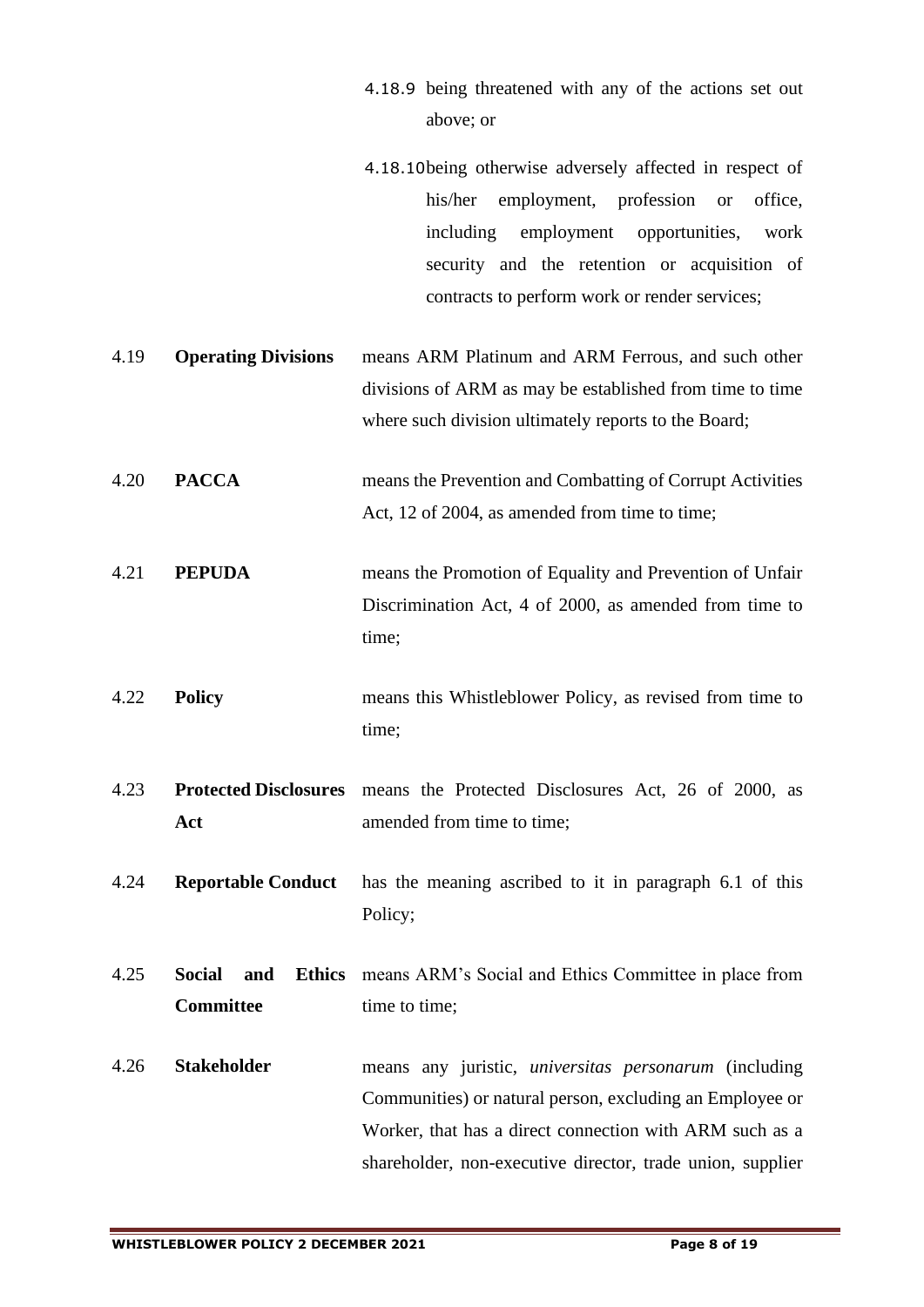4.18.9 being threatened with any of the actions set out above; or

4.18.10 being otherwise adversely affected in respect of his/her employment, profession or office, including employment opportunities, work security and the retention or acquisition of contracts to perform work or render services;

4.19 **Operating Divisions** means ARM Platinum and ARM Ferrous, and such other divisions of ARM as may be established from time to time where such division ultimately reports to the Board;

4.20 **PACCA** means the Prevention and Combatting of Corrupt Activities Act, 12 of 2004, as amended from time to time;

4.21 **PEPUDA** means the Promotion of Equality and Prevention of Unfair Discrimination Act, 4 of 2000, as amended from time to time;

4.22 **Policy** means this Whistleblower Policy, as revised from time to time;

4.23 **Protected Disclosures Act** means the Protected Disclosures Act, 26 of 2000, as amended from time to time;

4.24 **Reportable Conduct** has the meaning ascribed to it in paragraph 6.1 of this Policy;

4.25 **Social and Ethics Committee** means ARM's Social and Ethics Committee in place from time to time;

4.26 **Stakeholder** means any juristic, *universitas personarum* (including Communities) or natural person, excluding an Employee or Worker, that has a direct connection with ARM such as a shareholder, non-executive director, trade union, supplier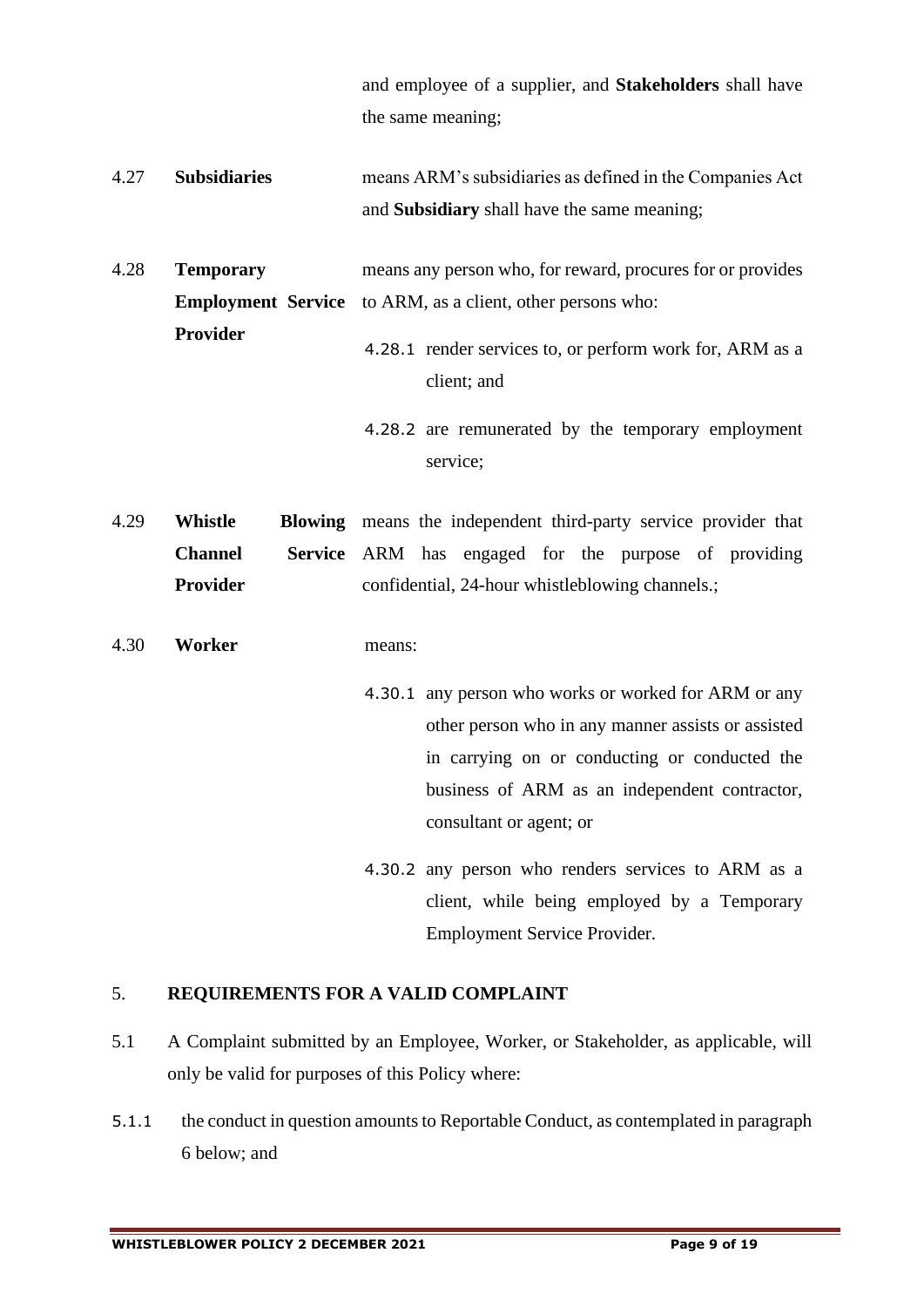and employee of a supplier, and **Stakeholders** shall have the same meaning;

4.27 **Subsidiaries** means ARM's subsidiaries as defined in the Companies Act and **Subsidiary** shall have the same meaning;

4.28 **Temporary Employment Service Provider** means any person who, for reward, procures for or provides to ARM, as a client, other persons who:

4.28.1 render services to, or perform work for, ARM as a client; and

4.28.2 are remunerated by the temporary employment service;

4.29 **Whistle Blowing Channel Service Provider** means the independent third-party service provider that ARM has engaged for the purpose of providing confidential, 24-hour whistleblowing channels.;

4.30 **Worker** means:

4.30.1 any person who works or worked for ARM or any other person who in any manner assists or assisted in carrying on or conducting or conducted the business of ARM as an independent contractor, consultant or agent; or

4.30.2 any person who renders services to ARM as a client, while being employed by a Temporary Employment Service Provider.

## 5. REQUIREMENTS FOR A VALID COMPLAINT

5.1 A Complaint submitted by an Employee, Worker, or Stakeholder, as applicable, will only be valid for purposes of this Policy where:

5.1.1 the conduct in question amounts to Reportable Conduct, as contemplated in paragraph 6 below; and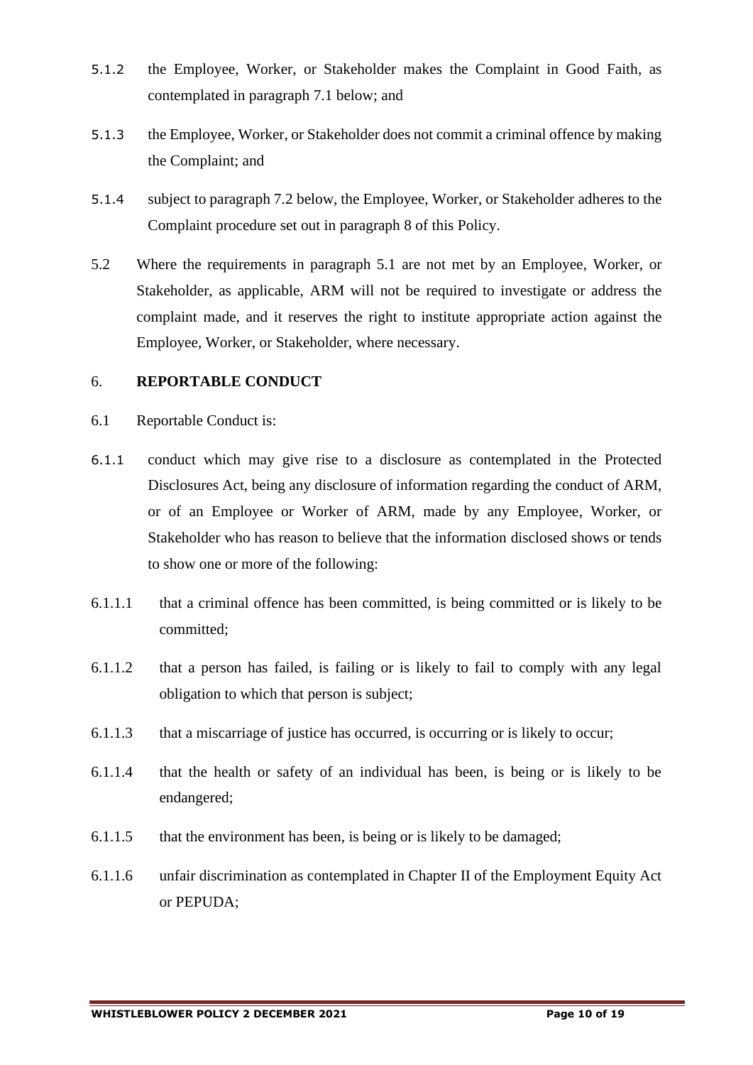5.1.2 the Employee, Worker, or Stakeholder makes the Complaint in Good Faith, as contemplated in paragraph 7.1 below; and

5.1.3 the Employee, Worker, or Stakeholder does not commit a criminal offence by making the Complaint; and

5.1.4 subject to paragraph 7.2 below, the Employee, Worker, or Stakeholder adheres to the Complaint procedure set out in paragraph 8 of this Policy.

5.2 Where the requirements in paragraph 5.1 are not met by an Employee, Worker, or Stakeholder, as applicable, ARM will not be required to investigate or address the complaint made, and it reserves the right to institute appropriate action against the Employee, Worker, or Stakeholder, where necessary.

## 6. REPORTABLE CONDUCT

6.1 Reportable Conduct is:

6.1.1 conduct which may give rise to a disclosure as contemplated in the Protected Disclosures Act, being any disclosure of information regarding the conduct of ARM, or of an Employee or Worker of ARM, made by any Employee, Worker, or Stakeholder who has reason to believe that the information disclosed shows or tends to show one or more of the following:

6.1.1.1 that a criminal offence has been committed, is being committed or is likely to be committed;

6.1.1.2 that a person has failed, is failing or is likely to fail to comply with any legal obligation to which that person is subject;

6.1.1.3 that a miscarriage of justice has occurred, is occurring or is likely to occur;

6.1.1.4 that the health or safety of an individual has been, is being or is likely to be endangered;

6.1.1.5 that the environment has been, is being or is likely to be damaged;

6.1.1.6 unfair discrimination as contemplated in Chapter II of the Employment Equity Act or PEPUDA;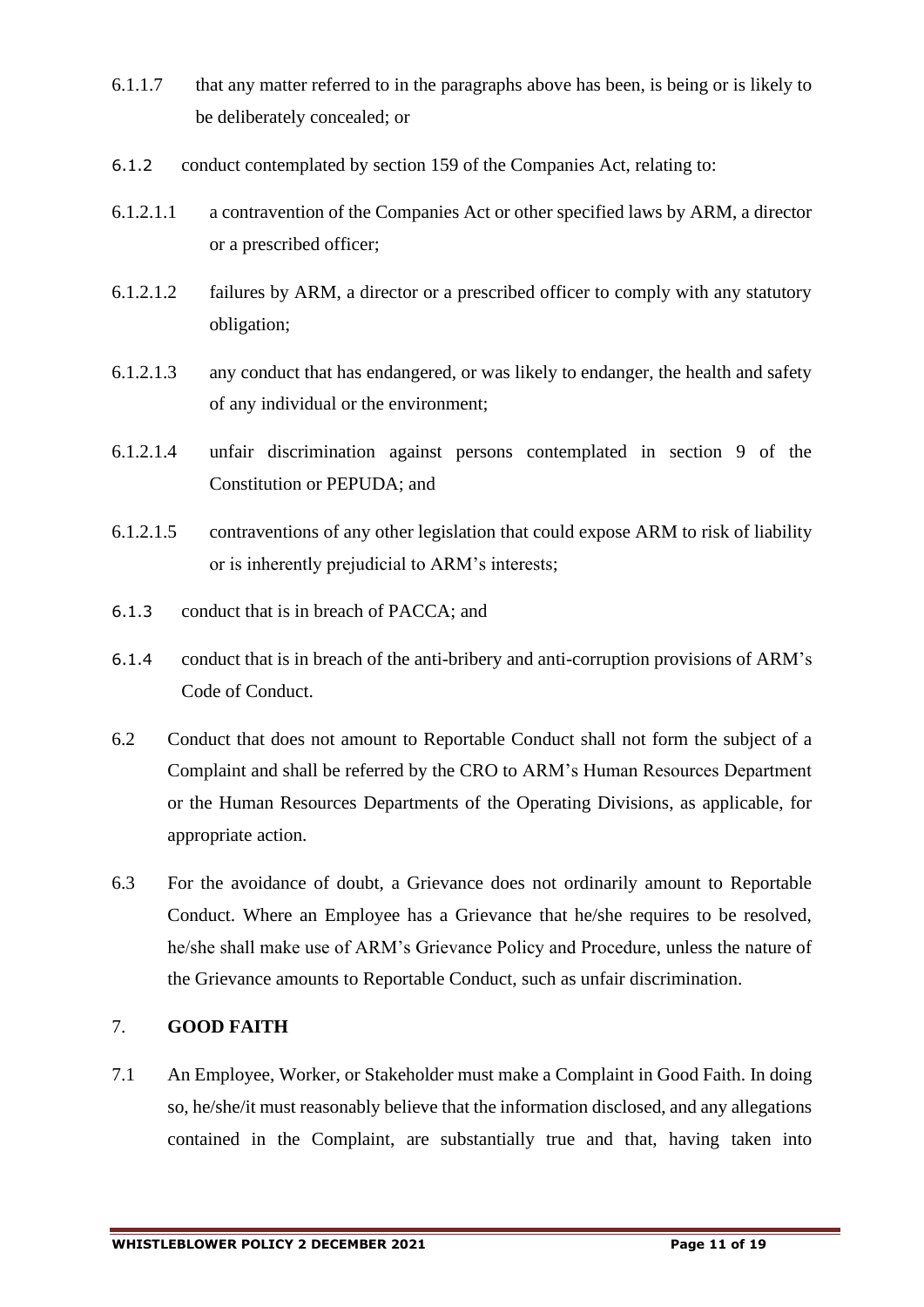6.1.1.7 that any matter referred to in the paragraphs above has been, is being or is likely to be deliberately concealed; or

6.1.2 conduct contemplated by section 159 of the Companies Act, relating to:

6.1.2.1.1 a contravention of the Companies Act or other specified laws by ARM, a director or a prescribed officer;

6.1.2.1.2 failures by ARM, a director or a prescribed officer to comply with any statutory obligation;

6.1.2.1.3 any conduct that has endangered, or was likely to endanger, the health and safety of any individual or the environment;

6.1.2.1.4 unfair discrimination against persons contemplated in section 9 of the Constitution or PEPUDA; and

6.1.2.1.5 contraventions of any other legislation that could expose ARM to risk of liability or is inherently prejudicial to ARM's interests;

6.1.3 conduct that is in breach of PACCA; and

6.1.4 conduct that is in breach of the anti-bribery and anti-corruption provisions of ARM's Code of Conduct.

6.2 Conduct that does not amount to Reportable Conduct shall not form the subject of a Complaint and shall be referred by the CRO to ARM's Human Resources Department or the Human Resources Departments of the Operating Divisions, as applicable, for appropriate action.

6.3 For the avoidance of doubt, a Grievance does not ordinarily amount to Reportable Conduct. Where an Employee has a Grievance that he/she requires to be resolved, he/she shall make use of ARM's Grievance Policy and Procedure, unless the nature of the Grievance amounts to Reportable Conduct, such as unfair discrimination.

## 7. GOOD FAITH

7.1 An Employee, Worker, or Stakeholder must make a Complaint in Good Faith. In doing so, he/she/it must reasonably believe that the information disclosed, and any allegations contained in the Complaint, are substantially true and that, having taken into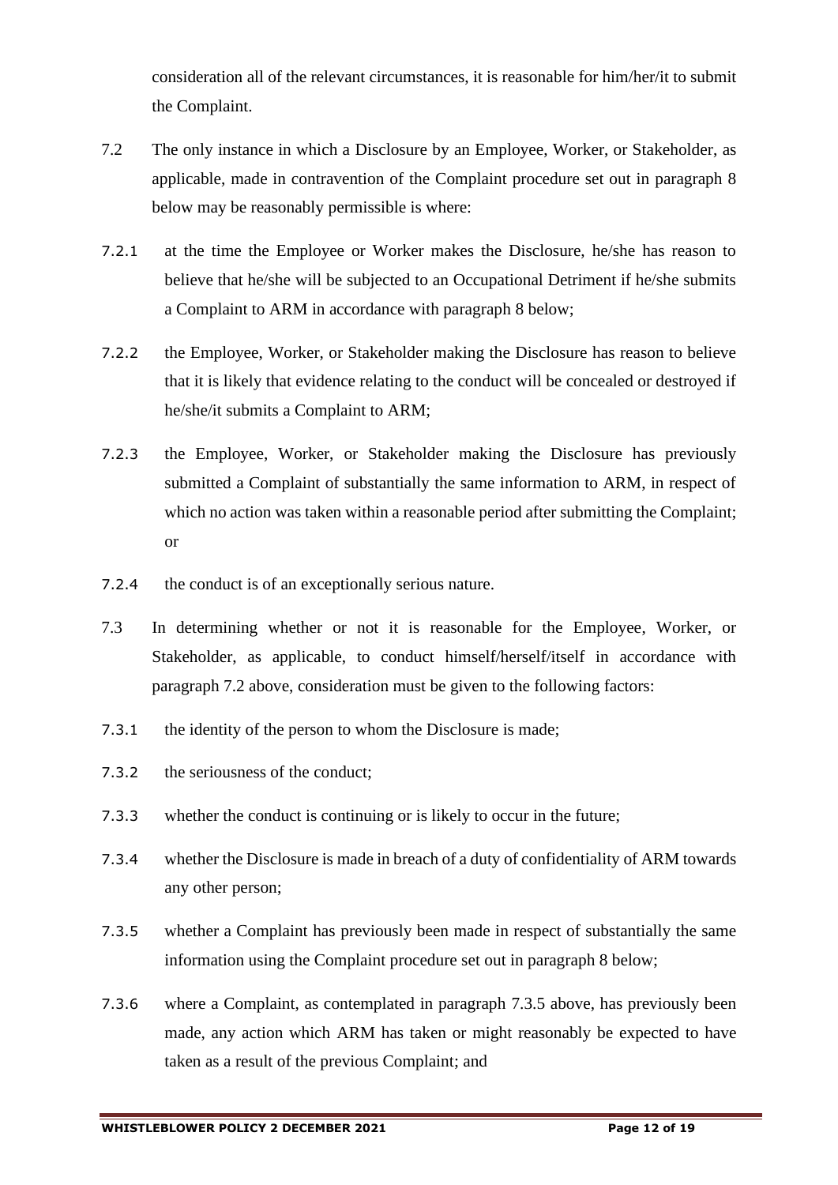consideration all of the relevant circumstances, it is reasonable for him/her/it to submit the Complaint.

7.2 The only instance in which a Disclosure by an Employee, Worker, or Stakeholder, as applicable, made in contravention of the Complaint procedure set out in paragraph 8 below may be reasonably permissible is where:

7.2.1 at the time the Employee or Worker makes the Disclosure, he/she has reason to believe that he/she will be subjected to an Occupational Detriment if he/she submits a Complaint to ARM in accordance with paragraph 8 below;

7.2.2 the Employee, Worker, or Stakeholder making the Disclosure has reason to believe that it is likely that evidence relating to the conduct will be concealed or destroyed if he/she/it submits a Complaint to ARM;

7.2.3 the Employee, Worker, or Stakeholder making the Disclosure has previously submitted a Complaint of substantially the same information to ARM, in respect of which no action was taken within a reasonable period after submitting the Complaint; or

7.2.4 the conduct is of an exceptionally serious nature.

7.3 In determining whether or not it is reasonable for the Employee, Worker, or Stakeholder, as applicable, to conduct himself/herself/itself in accordance with paragraph 7.2 above, consideration must be given to the following factors:

7.3.1 the identity of the person to whom the Disclosure is made;

7.3.2 the seriousness of the conduct;

7.3.3 whether the conduct is continuing or is likely to occur in the future;

7.3.4 whether the Disclosure is made in breach of a duty of confidentiality of ARM towards any other person;

7.3.5 whether a Complaint has previously been made in respect of substantially the same information using the Complaint procedure set out in paragraph 8 below;

7.3.6 where a Complaint, as contemplated in paragraph 7.3.5 above, has previously been made, any action which ARM has taken or might reasonably be expected to have taken as a result of the previous Complaint; and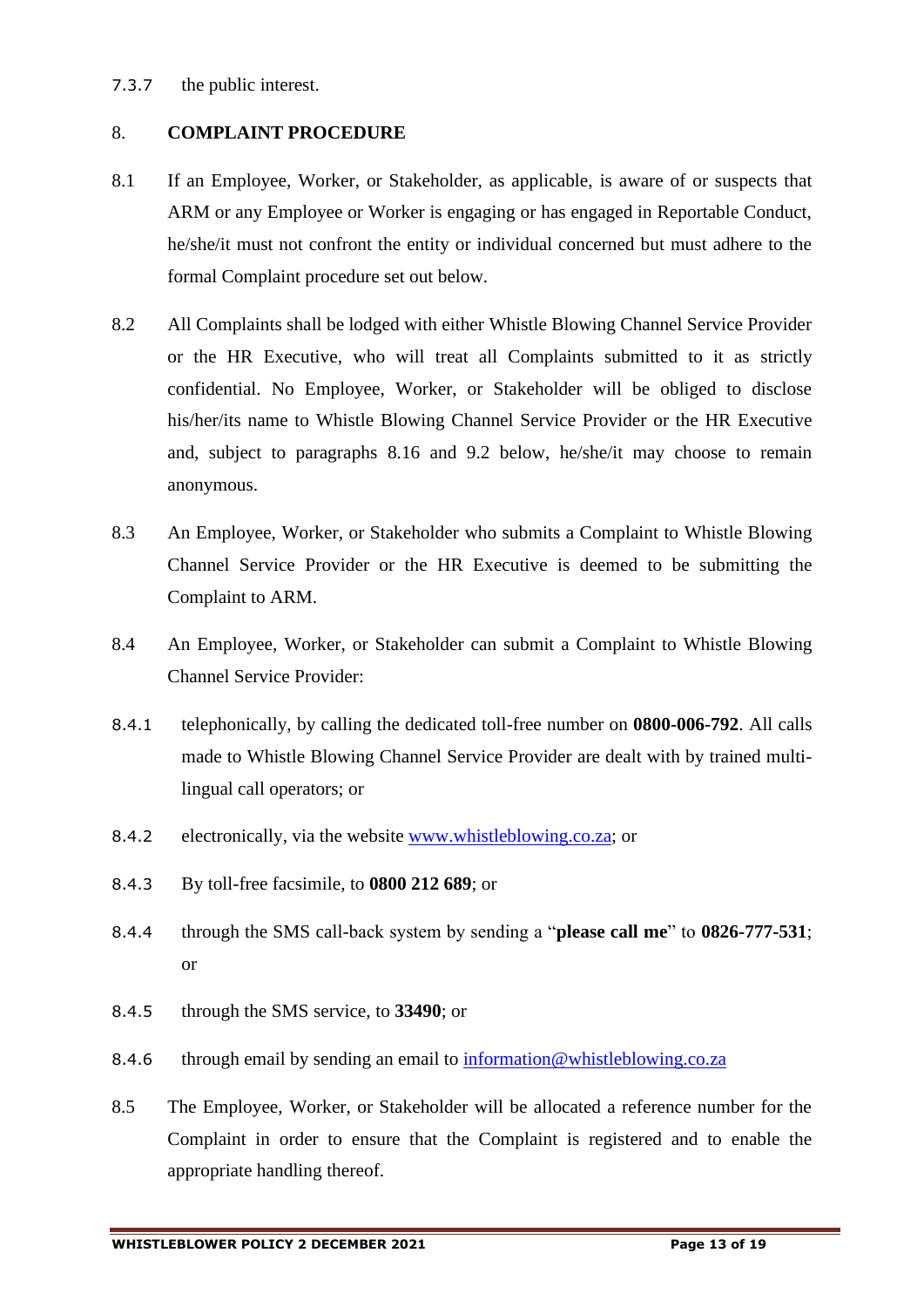7.3.7 the public interest.

## 8. COMPLAINT PROCEDURE

8.1 If an Employee, Worker, or Stakeholder, as applicable, is aware of or suspects that ARM or any Employee or Worker is engaging or has engaged in Reportable Conduct, he/she/it must not confront the entity or individual concerned but must adhere to the formal Complaint procedure set out below.

8.2 All Complaints shall be lodged with either Whistle Blowing Channel Service Provider or the HR Executive, who will treat all Complaints submitted to it as strictly confidential. No Employee, Worker, or Stakeholder will be obliged to disclose his/her/its name to Whistle Blowing Channel Service Provider or the HR Executive and, subject to paragraphs 8.16 and 9.2 below, he/she/it may choose to remain anonymous.

8.3 An Employee, Worker, or Stakeholder who submits a Complaint to Whistle Blowing Channel Service Provider or the HR Executive is deemed to be submitting the Complaint to ARM.

8.4 An Employee, Worker, or Stakeholder can submit a Complaint to Whistle Blowing Channel Service Provider:

8.4.1 telephonically, by calling the dedicated toll-free number on **0800-006-792**. All calls made to Whistle Blowing Channel Service Provider are dealt with by trained multi-lingual call operators; or

8.4.2 electronically, via the website [www.whistleblowing.co.za](http://www.whistleblowing.co.za); or

8.4.3 By toll-free facsimile, to **0800 212 689**; or

8.4.4 through the SMS call-back system by sending a "**please call me**" to **0826-777-531**; or

8.4.5 through the SMS service, to **33490**; or

8.4.6 through email by sending an email to [information@whistleblowing.co.za](mailto:information@whistleblowing.co.za)

8.5 The Employee, Worker, or Stakeholder will be allocated a reference number for the Complaint in order to ensure that the Complaint is registered and to enable the appropriate handling thereof.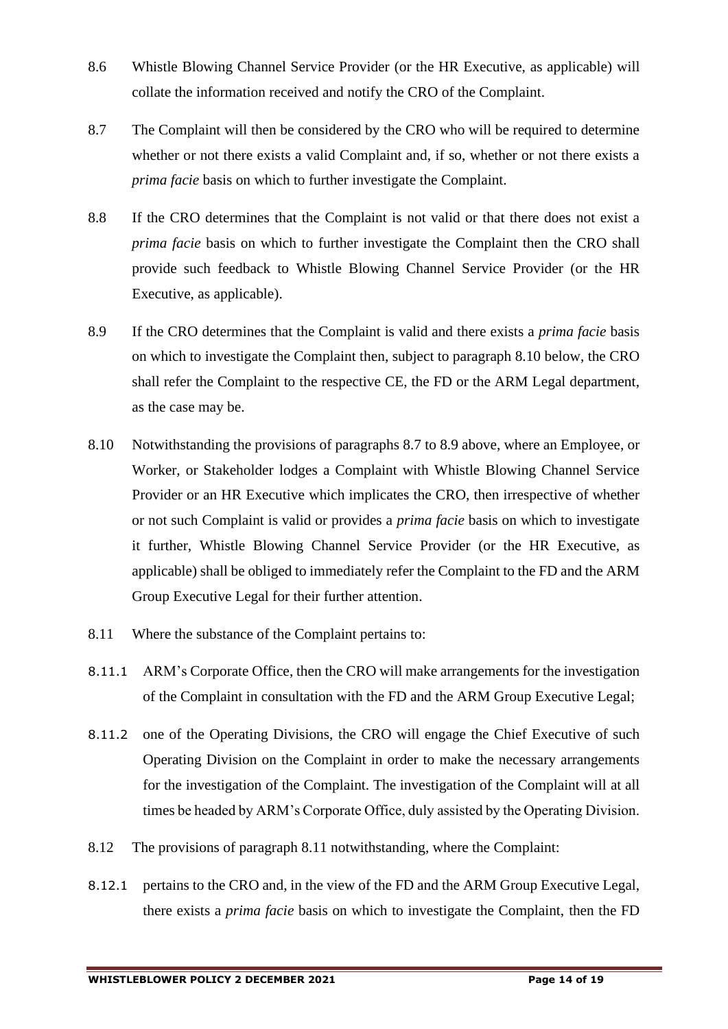8.6 Whistle Blowing Channel Service Provider (or the HR Executive, as applicable) will collate the information received and notify the CRO of the Complaint.

8.7 The Complaint will then be considered by the CRO who will be required to determine whether or not there exists a valid Complaint and, if so, whether or not there exists a *prima facie* basis on which to further investigate the Complaint.

8.8 If the CRO determines that the Complaint is not valid or that there does not exist a *prima facie* basis on which to further investigate the Complaint then the CRO shall provide such feedback to Whistle Blowing Channel Service Provider (or the HR Executive, as applicable).

8.9 If the CRO determines that the Complaint is valid and there exists a *prima facie* basis on which to investigate the Complaint then, subject to paragraph 8.10 below, the CRO shall refer the Complaint to the respective CE, the FD or the ARM Legal department, as the case may be.

8.10 Notwithstanding the provisions of paragraphs 8.7 to 8.9 above, where an Employee, or Worker, or Stakeholder lodges a Complaint with Whistle Blowing Channel Service Provider or an HR Executive which implicates the CRO, then irrespective of whether or not such Complaint is valid or provides a *prima facie* basis on which to investigate it further, Whistle Blowing Channel Service Provider (or the HR Executive, as applicable) shall be obliged to immediately refer the Complaint to the FD and the ARM Group Executive Legal for their further attention.

8.11 Where the substance of the Complaint pertains to:

8.11.1 ARM's Corporate Office, then the CRO will make arrangements for the investigation of the Complaint in consultation with the FD and the ARM Group Executive Legal;

8.11.2 one of the Operating Divisions, the CRO will engage the Chief Executive of such Operating Division on the Complaint in order to make the necessary arrangements for the investigation of the Complaint. The investigation of the Complaint will at all times be headed by ARM's Corporate Office, duly assisted by the Operating Division.

8.12 The provisions of paragraph 8.11 notwithstanding, where the Complaint:

8.12.1 pertains to the CRO and, in the view of the FD and the ARM Group Executive Legal, there exists a *prima facie* basis on which to investigate the Complaint, then the FD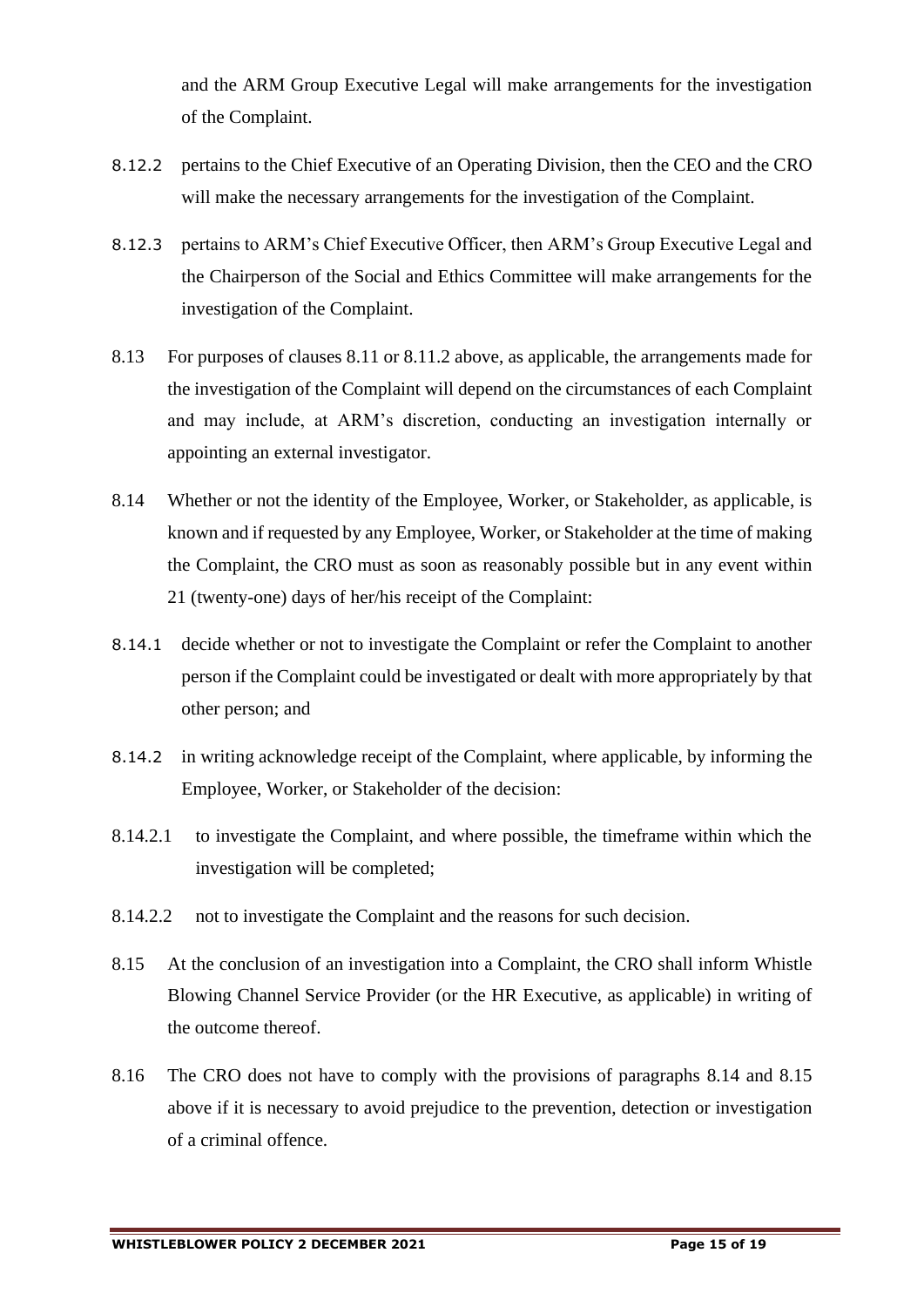and the ARM Group Executive Legal will make arrangements for the investigation of the Complaint.

8.12.2 pertains to the Chief Executive of an Operating Division, then the CEO and the CRO will make the necessary arrangements for the investigation of the Complaint.

8.12.3 pertains to ARM's Chief Executive Officer, then ARM's Group Executive Legal and the Chairperson of the Social and Ethics Committee will make arrangements for the investigation of the Complaint.

8.13 For purposes of clauses 8.11 or 8.11.2 above, as applicable, the arrangements made for the investigation of the Complaint will depend on the circumstances of each Complaint and may include, at ARM's discretion, conducting an investigation internally or appointing an external investigator.

8.14 Whether or not the identity of the Employee, Worker, or Stakeholder, as applicable, is known and if requested by any Employee, Worker, or Stakeholder at the time of making the Complaint, the CRO must as soon as reasonably possible but in any event within 21 (twenty-one) days of her/his receipt of the Complaint:

8.14.1 decide whether or not to investigate the Complaint or refer the Complaint to another person if the Complaint could be investigated or dealt with more appropriately by that other person; and

8.14.2 in writing acknowledge receipt of the Complaint, where applicable, by informing the Employee, Worker, or Stakeholder of the decision:

8.14.2.1 to investigate the Complaint, and where possible, the timeframe within which the investigation will be completed;

8.14.2.2 not to investigate the Complaint and the reasons for such decision.

8.15 At the conclusion of an investigation into a Complaint, the CRO shall inform Whistle Blowing Channel Service Provider (or the HR Executive, as applicable) in writing of the outcome thereof.

8.16 The CRO does not have to comply with the provisions of paragraphs 8.14 and 8.15 above if it is necessary to avoid prejudice to the prevention, detection or investigation of a criminal offence.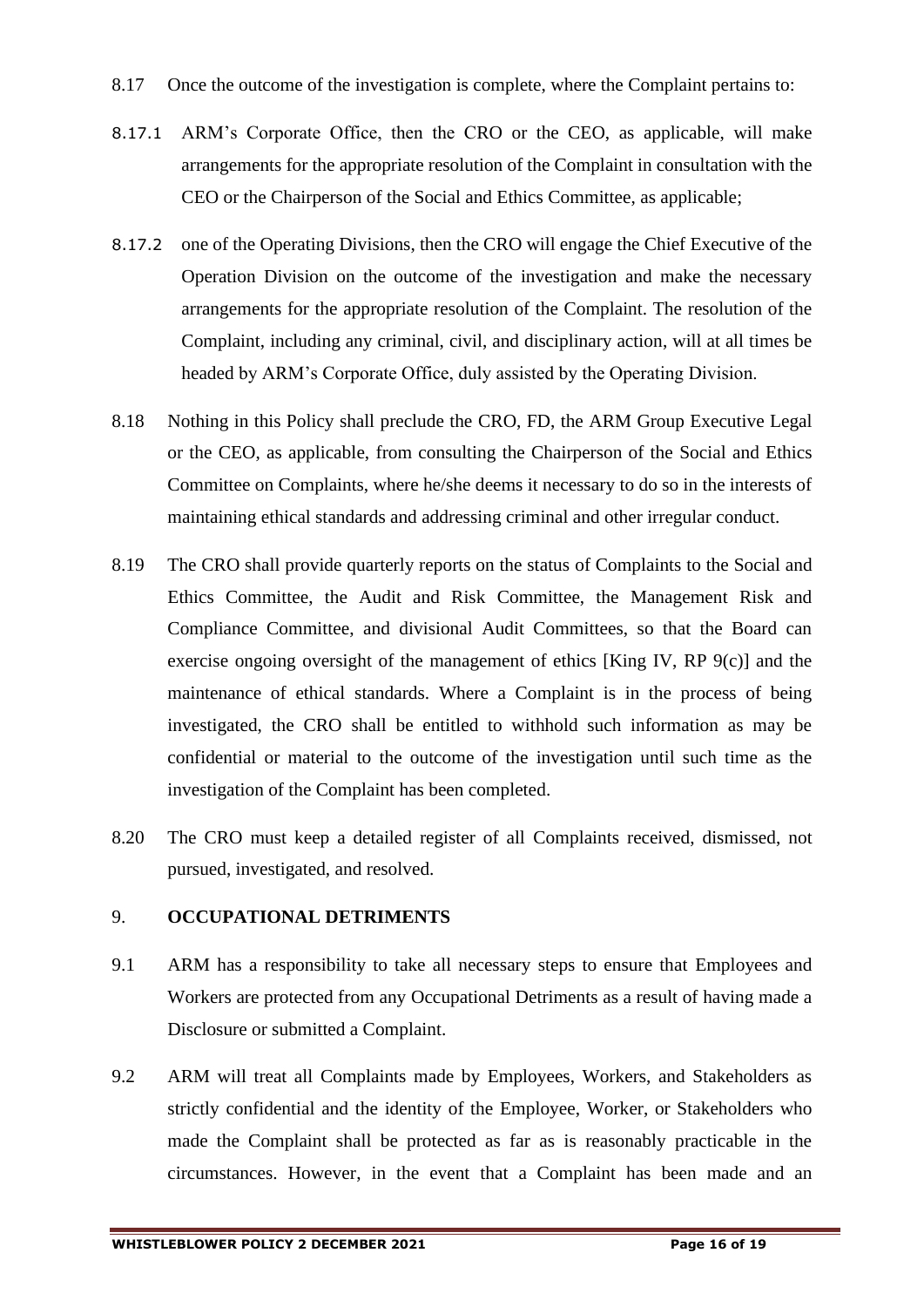8.17 Once the outcome of the investigation is complete, where the Complaint pertains to:

8.17.1 ARM's Corporate Office, then the CRO or the CEO, as applicable, will make arrangements for the appropriate resolution of the Complaint in consultation with the CEO or the Chairperson of the Social and Ethics Committee, as applicable;

8.17.2 one of the Operating Divisions, then the CRO will engage the Chief Executive of the Operation Division on the outcome of the investigation and make the necessary arrangements for the appropriate resolution of the Complaint. The resolution of the Complaint, including any criminal, civil, and disciplinary action, will at all times be headed by ARM's Corporate Office, duly assisted by the Operating Division.

8.18 Nothing in this Policy shall preclude the CRO, FD, the ARM Group Executive Legal or the CEO, as applicable, from consulting the Chairperson of the Social and Ethics Committee on Complaints, where he/she deems it necessary to do so in the interests of maintaining ethical standards and addressing criminal and other irregular conduct.

8.19 The CRO shall provide quarterly reports on the status of Complaints to the Social and Ethics Committee, the Audit and Risk Committee, the Management Risk and Compliance Committee, and divisional Audit Committees, so that the Board can exercise ongoing oversight of the management of ethics [King IV, RP 9(c)] and the maintenance of ethical standards. Where a Complaint is in the process of being investigated, the CRO shall be entitled to withhold such information as may be confidential or material to the outcome of the investigation until such time as the investigation of the Complaint has been completed.

8.20 The CRO must keep a detailed register of all Complaints received, dismissed, not pursued, investigated, and resolved.

## 9. OCCUPATIONAL DETRIMENTS

9.1 ARM has a responsibility to take all necessary steps to ensure that Employees and Workers are protected from any Occupational Detriments as a result of having made a Disclosure or submitted a Complaint.

9.2 ARM will treat all Complaints made by Employees, Workers, and Stakeholders as strictly confidential and the identity of the Employee, Worker, or Stakeholders who made the Complaint shall be protected as far as is reasonably practicable in the circumstances. However, in the event that a Complaint has been made and an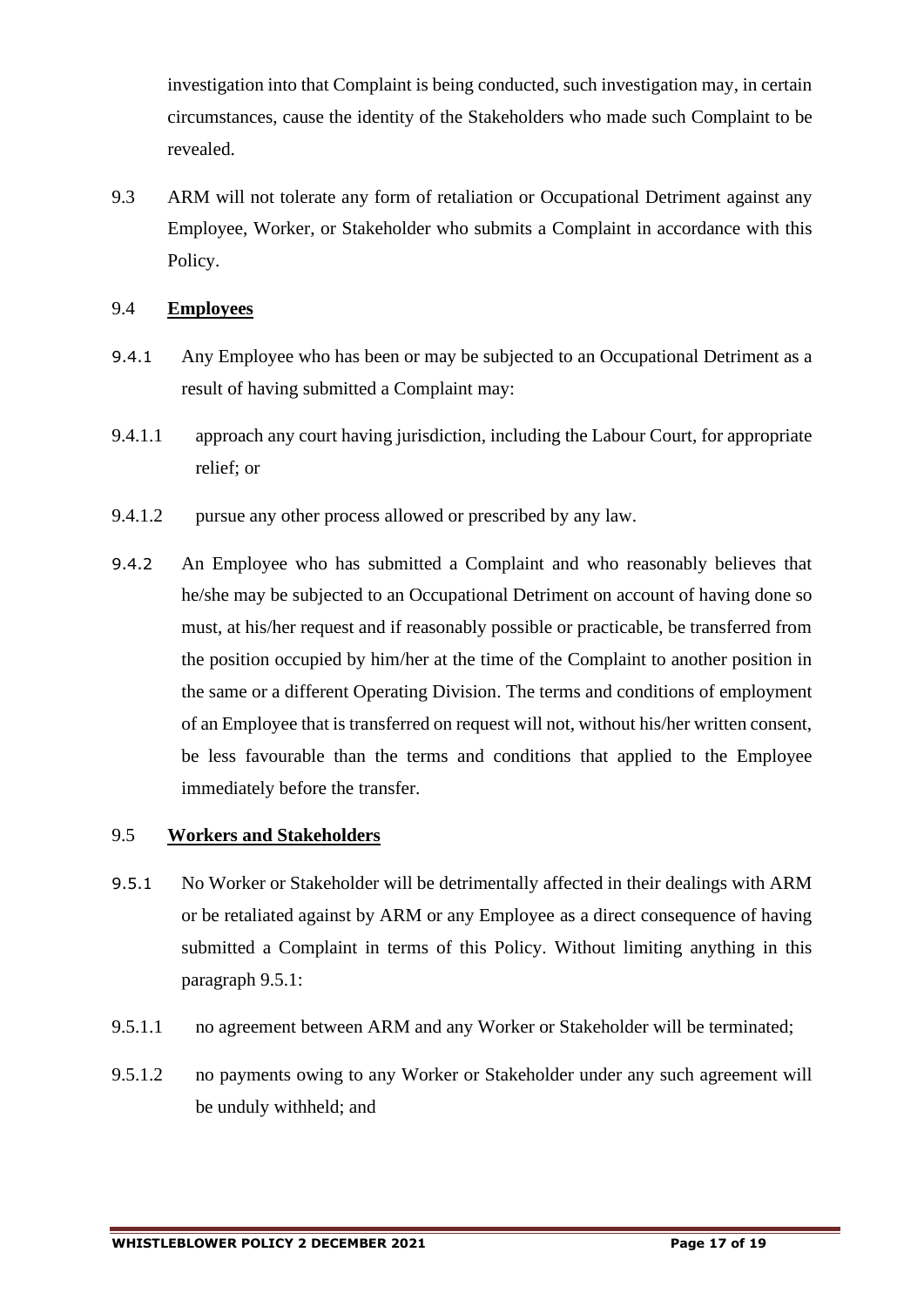investigation into that Complaint is being conducted, such investigation may, in certain circumstances, cause the identity of the Stakeholders who made such Complaint to be revealed.

9.3 ARM will not tolerate any form of retaliation or Occupational Detriment against any Employee, Worker, or Stakeholder who submits a Complaint in accordance with this Policy.

9.4 **Employees**

9.4.1 Any Employee who has been or may be subjected to an Occupational Detriment as a result of having submitted a Complaint may:

9.4.1.1 approach any court having jurisdiction, including the Labour Court, for appropriate relief; or

9.4.1.2 pursue any other process allowed or prescribed by any law.

9.4.2 An Employee who has submitted a Complaint and who reasonably believes that he/she may be subjected to an Occupational Detriment on account of having done so must, at his/her request and if reasonably possible or practicable, be transferred from the position occupied by him/her at the time of the Complaint to another position in the same or a different Operating Division. The terms and conditions of employment of an Employee that is transferred on request will not, without his/her written consent, be less favourable than the terms and conditions that applied to the Employee immediately before the transfer.

9.5 **Workers and Stakeholders**

9.5.1 No Worker or Stakeholder will be detrimentally affected in their dealings with ARM or be retaliated against by ARM or any Employee as a direct consequence of having submitted a Complaint in terms of this Policy. Without limiting anything in this paragraph 9.5.1:

9.5.1.1 no agreement between ARM and any Worker or Stakeholder will be terminated;

9.5.1.2 no payments owing to any Worker or Stakeholder under any such agreement will be unduly withheld; and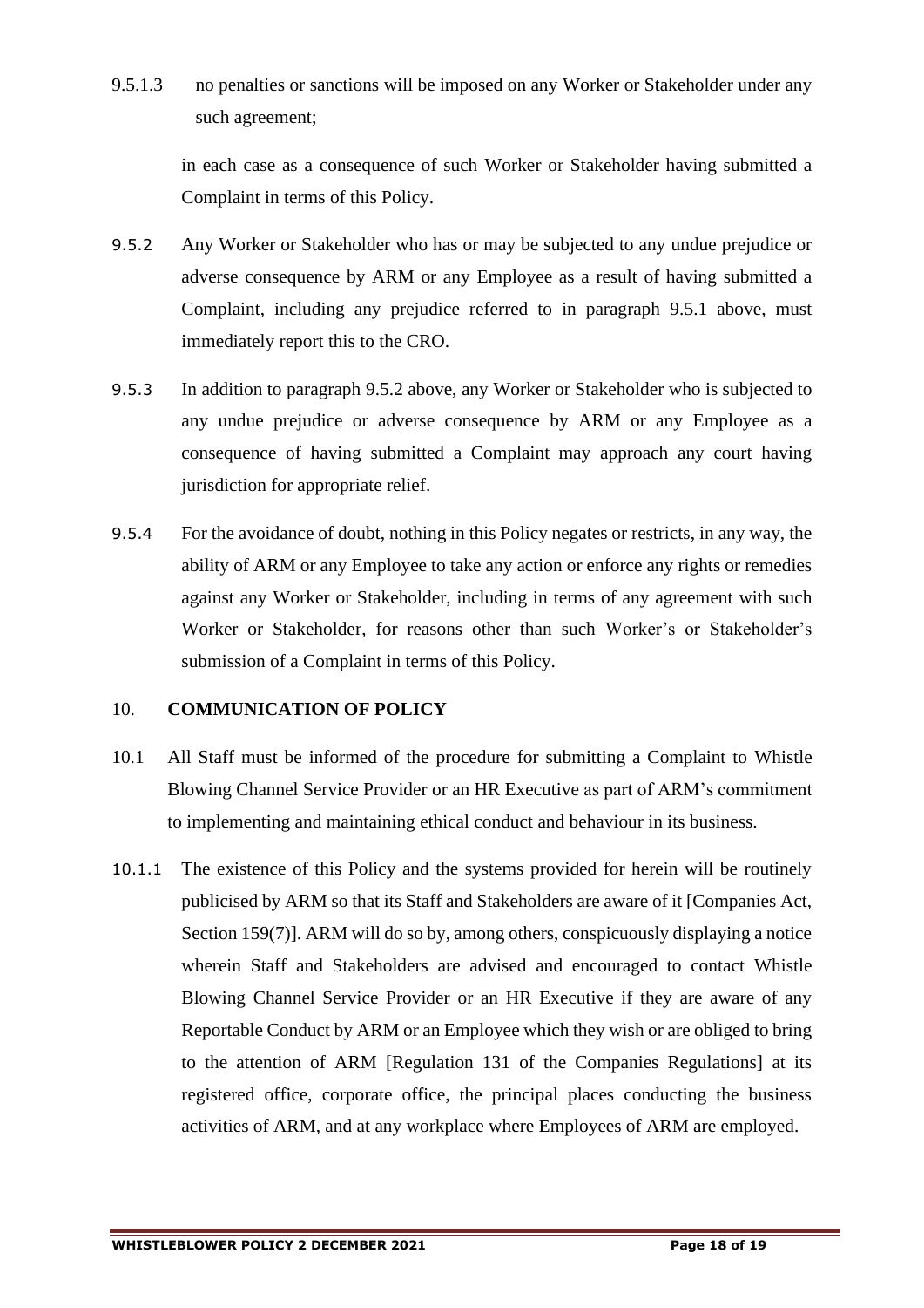9.5.1.3 no penalties or sanctions will be imposed on any Worker or Stakeholder under any such agreement;

in each case as a consequence of such Worker or Stakeholder having submitted a Complaint in terms of this Policy.

9.5.2 Any Worker or Stakeholder who has or may be subjected to any undue prejudice or adverse consequence by ARM or any Employee as a result of having submitted a Complaint, including any prejudice referred to in paragraph 9.5.1 above, must immediately report this to the CRO.

9.5.3 In addition to paragraph 9.5.2 above, any Worker or Stakeholder who is subjected to any undue prejudice or adverse consequence by ARM or any Employee as a consequence of having submitted a Complaint may approach any court having jurisdiction for appropriate relief.

9.5.4 For the avoidance of doubt, nothing in this Policy negates or restricts, in any way, the ability of ARM or any Employee to take any action or enforce any rights or remedies against any Worker or Stakeholder, including in terms of any agreement with such Worker or Stakeholder, for reasons other than such Worker's or Stakeholder's submission of a Complaint in terms of this Policy.

## 10. COMMUNICATION OF POLICY

10.1 All Staff must be informed of the procedure for submitting a Complaint to Whistle Blowing Channel Service Provider or an HR Executive as part of ARM's commitment to implementing and maintaining ethical conduct and behaviour in its business.

10.1.1 The existence of this Policy and the systems provided for herein will be routinely publicised by ARM so that its Staff and Stakeholders are aware of it [Companies Act, Section 159(7)]. ARM will do so by, among others, conspicuously displaying a notice wherein Staff and Stakeholders are advised and encouraged to contact Whistle Blowing Channel Service Provider or an HR Executive if they are aware of any Reportable Conduct by ARM or an Employee which they wish or are obliged to bring to the attention of ARM [Regulation 131 of the Companies Regulations] at its registered office, corporate office, the principal places conducting the business activities of ARM, and at any workplace where Employees of ARM are employed.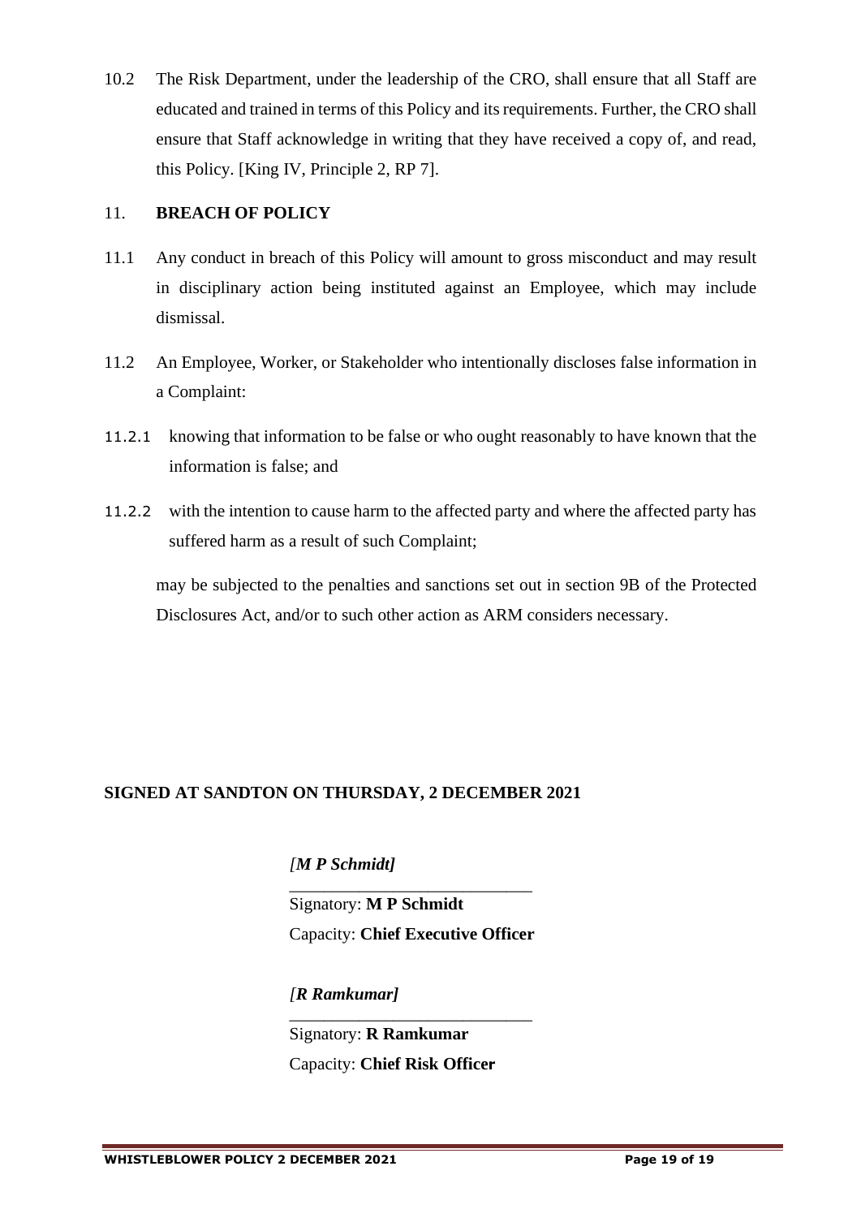10.2 The Risk Department, under the leadership of the CRO, shall ensure that all Staff are educated and trained in terms of this Policy and its requirements. Further, the CRO shall ensure that Staff acknowledge in writing that they have received a copy of, and read, this Policy. [King IV, Principle 2, RP 7].

## 11. BREACH OF POLICY

11.1 Any conduct in breach of this Policy will amount to gross misconduct and may result in disciplinary action being instituted against an Employee, which may include dismissal.

11.2 An Employee, Worker, or Stakeholder who intentionally discloses false information in a Complaint:

11.2.1 knowing that information to be false or who ought reasonably to have known that the information is false; and

11.2.2 with the intention to cause harm to the affected party and where the affected party has suffered harm as a result of such Complaint;

may be subjected to the penalties and sanctions set out in section 9B of the Protected Disclosures Act, and/or to such other action as ARM considers necessary.

**SIGNED AT SANDTON ON THURSDAY, 2 DECEMBER 2021**

*[M P Schmidt]*
\_\_\_\_\_\_\_\_\_\_\_\_\_\_\_\_\_\_\_\_\_\_\_\_\_\_\_\_

Signatory: **M P Schmidt**

Capacity: **Chief Executive Officer**

*[R Ramkumar]*
\_\_\_\_\_\_\_\_\_\_\_\_\_\_\_\_\_\_\_\_\_\_\_\_\_\_\_\_

Signatory: **R Ramkumar**

Capacity: **Chief Risk Officer**